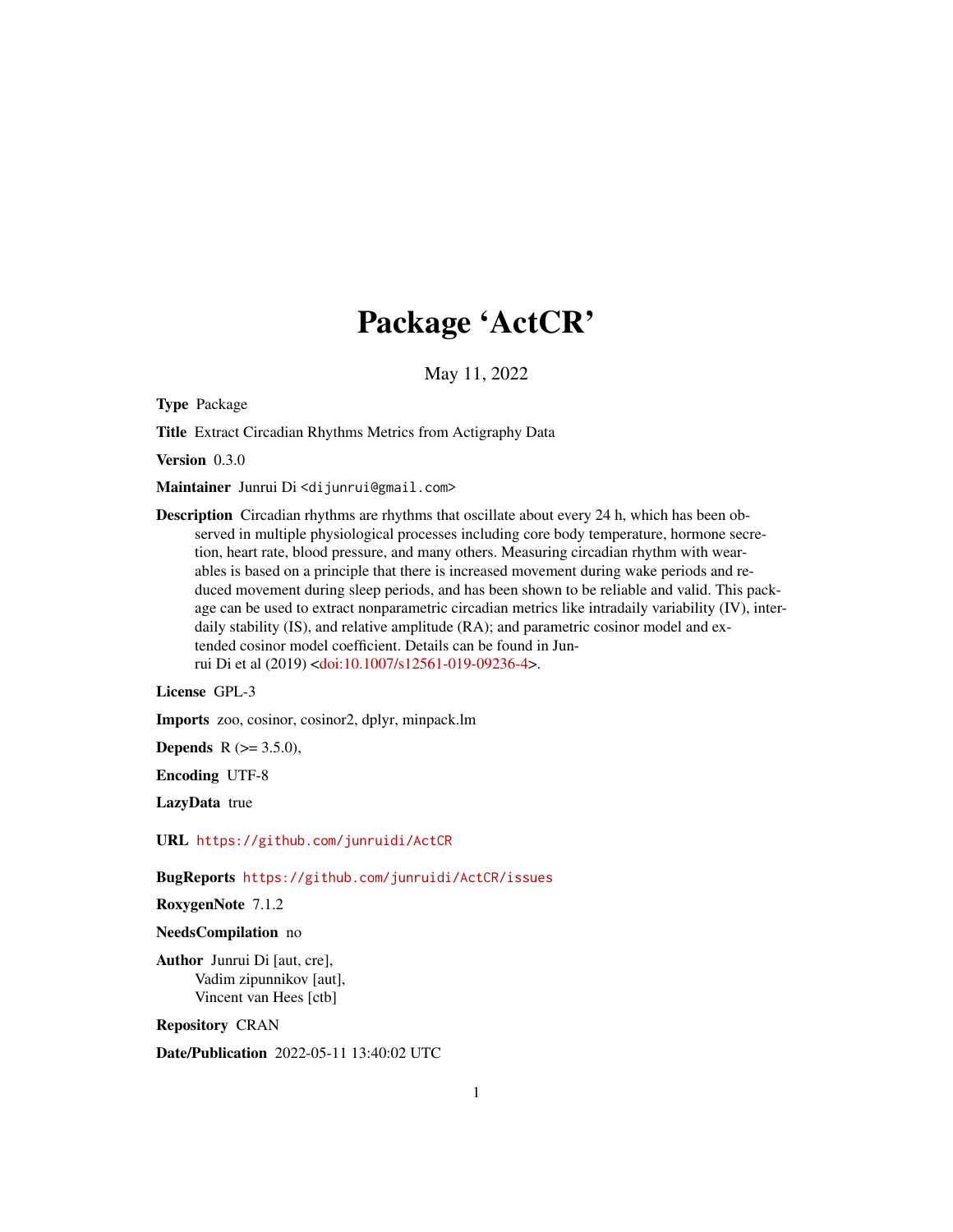# Package 'ActCR'

May 11, 2022

**Type** Package

**Title** Extract Circadian Rhythms Metrics from Actigraphy Data

**Version** 0.3.0

**Maintainer** Junrui Di <dijunrui@gmail.com>

**Description** Circadian rhythms are rhythms that oscillate about every 24 h, which has been observed in multiple physiological processes including core body temperature, hormone secretion, heart rate, blood pressure, and many others. Measuring circadian rhythm with wearables is based on a principle that there is increased movement during wake periods and reduced movement during sleep periods, and has been shown to be reliable and valid. This package can be used to extract nonparametric circadian metrics like intradaily variability (IV), interdaily stability (IS), and relative amplitude (RA); and parametric cosinor model and extended cosinor model coefficient. Details can be found in Junrui Di et al (2019) <doi:10.1007/s12561-019-09236-4>.

**License** GPL-3

**Imports** zoo, cosinor, cosinor2, dplyr, minpack.lm

**Depends** R (>= 3.5.0),

**Encoding** UTF-8

**LazyData** true

**URL** https://github.com/junruidi/ActCR

**BugReports** https://github.com/junruidi/ActCR/issues

**RoxygenNote** 7.1.2

**NeedsCompilation** no

**Author** Junrui Di [aut, cre],
Vadim zipunnikov [aut],
Vincent van Hees [ctb]

**Repository** CRAN

**Date/Publication** 2022-05-11 13:40:02 UTC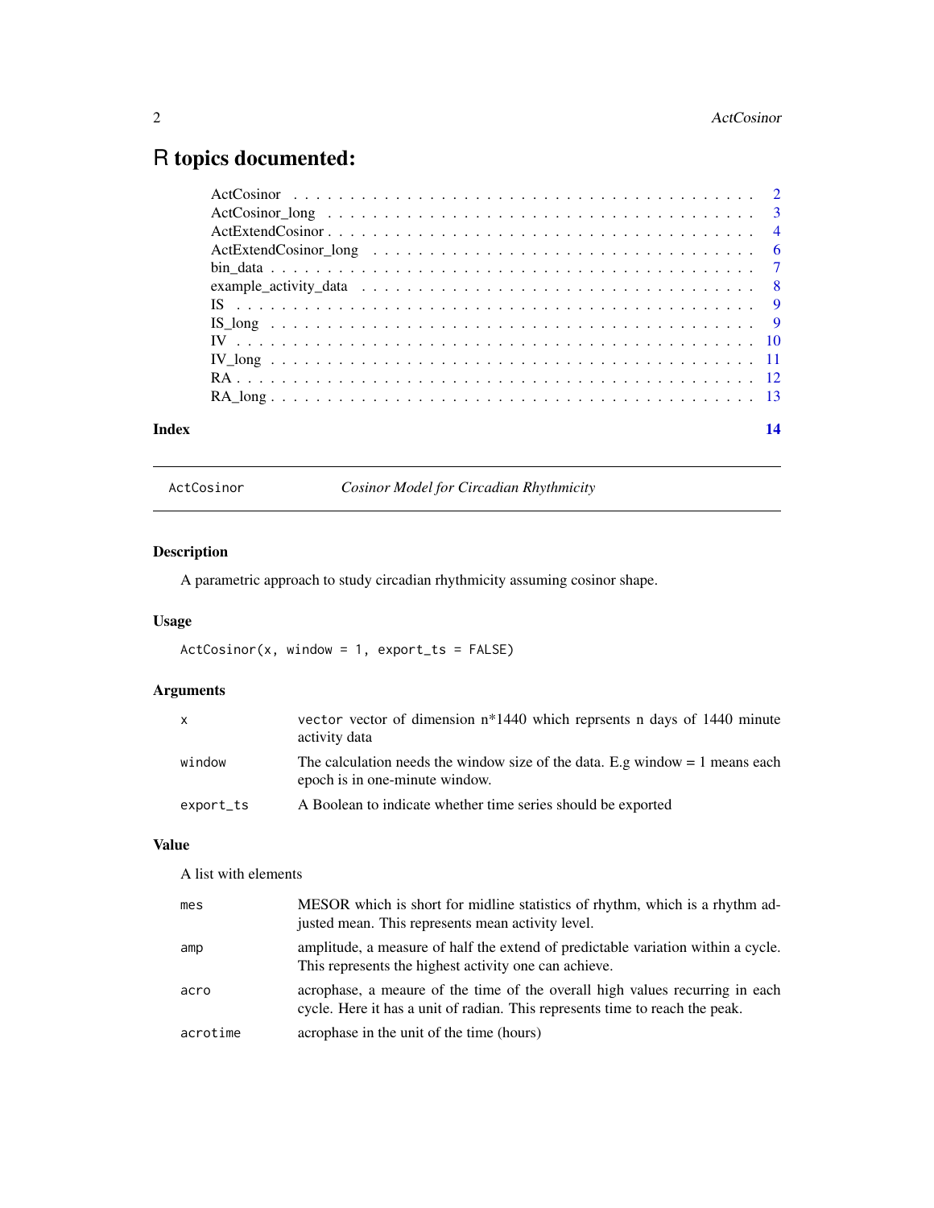# R topics documented:

| | |
|---|---|
| ActCosinor | 2 |
| ActCosinor_long | 3 |
| ActExtendCosinor | 4 |
| ActExtendCosinor_long | 6 |
| bin_data | 7 |
| example_activity_data | 8 |
| IS | 9 |
| IS_long | 9 |
| IV | 10 |
| IV_long | 11 |
| RA | 12 |
| RA_long | 13 |
| **Index** | **14** |

---

ActCosinor *Cosinor Model for Circadian Rhythmicity*

---

### Description

A parametric approach to study circadian rhythmicity assuming cosinor shape.

### Usage

```
ActCosinor(x, window = 1, export_ts = FALSE)
```

### Arguments

| | |
|---|---|
| `x` | `vector` vector of dimension n*1440 which reprsents n days of 1440 minute activity data |
| `window` | The calculation needs the window size of the data. E.g window = 1 means each epoch is in one-minute window. |
| `export_ts` | A Boolean to indicate whether time series should be exported |

### Value

A list with elements

| | |
|---|---|
| `mes` | MESOR which is short for midline statistics of rhythm, which is a rhythm adjusted mean. This represents mean activity level. |
| `amp` | amplitude, a measure of half the extend of predictable variation within a cycle. This represents the highest activity one can achieve. |
| `acro` | acrophase, a meaure of the time of the overall high values recurring in each cycle. Here it has a unit of radian. This represents time to reach the peak. |
| `acrotime` | acrophase in the unit of the time (hours) |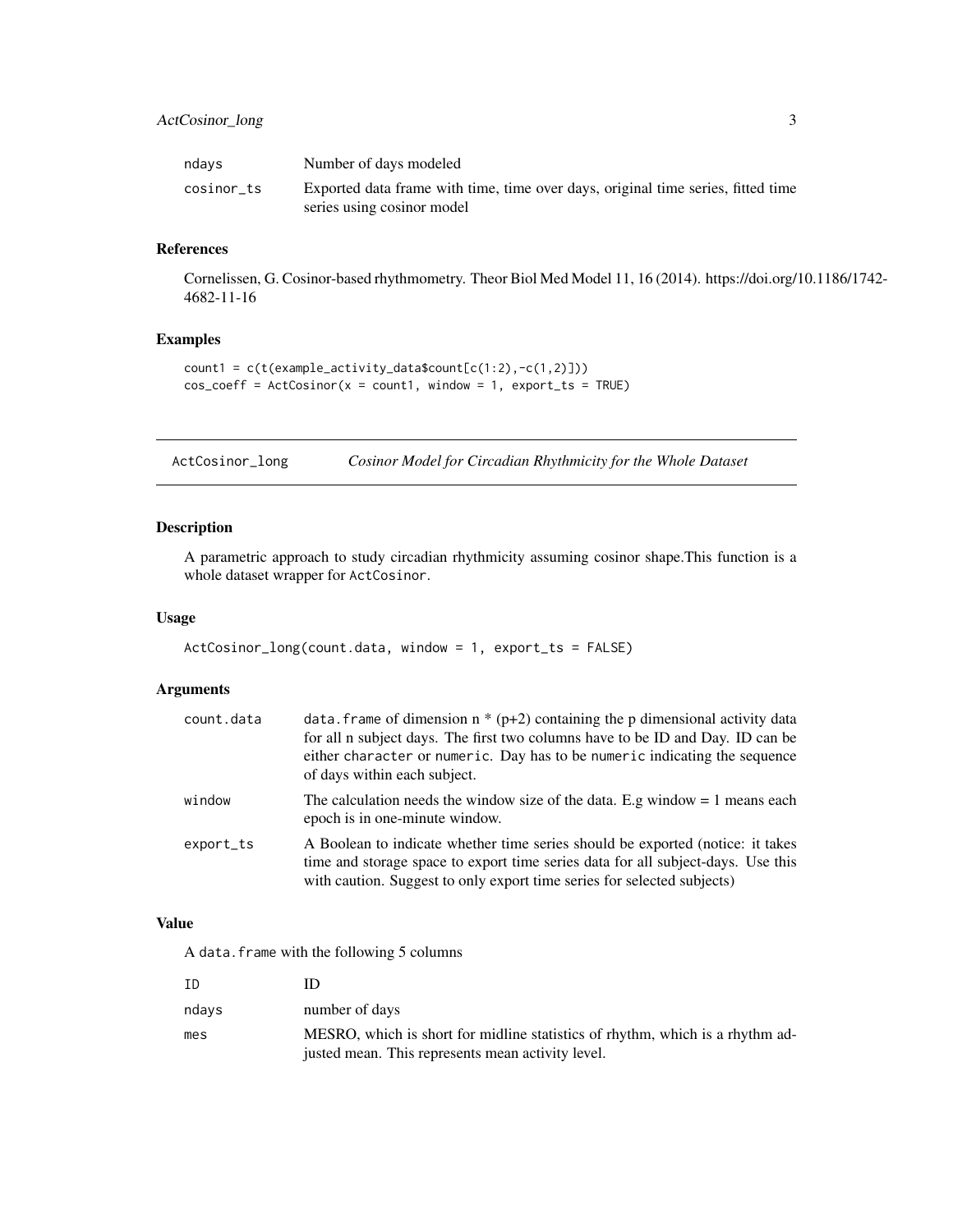| | |
|---|---|
| ndays | Number of days modeled |
| cosinor_ts | Exported data frame with time, time over days, original time series, fitted time series using cosinor model |

### References

Cornelissen, G. Cosinor-based rhythmometry. Theor Biol Med Model 11, 16 (2014). https://doi.org/10.1186/1742-4682-11-16

### Examples

```
count1 = c(t(example_activity_data$count[c(1:2),-c(1,2)]))
cos_coeff = ActCosinor(x = count1, window = 1, export_ts = TRUE)
```

---

## ActCosinor_long — *Cosinor Model for Circadian Rhythmicity for the Whole Dataset*

### Description

A parametric approach to study circadian rhythmicity assuming cosinor shape.This function is a whole dataset wrapper for `ActCosinor`.

### Usage

```
ActCosinor_long(count.data, window = 1, export_ts = FALSE)
```

### Arguments

| | |
|---|---|
| count.data | `data.frame` of dimension n * (p+2) containing the p dimensional activity data for all n subject days. The first two columns have to be ID and Day. ID can be either `character` or `numeric`. Day has to be `numeric` indicating the sequence of days within each subject. |
| window | The calculation needs the window size of the data. E.g window = 1 means each epoch is in one-minute window. |
| export_ts | A Boolean to indicate whether time series should be exported (notice: it takes time and storage space to export time series data for all subject-days. Use this with caution. Suggest to only export time series for selected subjects) |

### Value

A `data.frame` with the following 5 columns

| | |
|---|---|
| ID | ID |
| ndays | number of days |
| mes | MESRO, which is short for midline statistics of rhythm, which is a rhythm adjusted mean. This represents mean activity level. |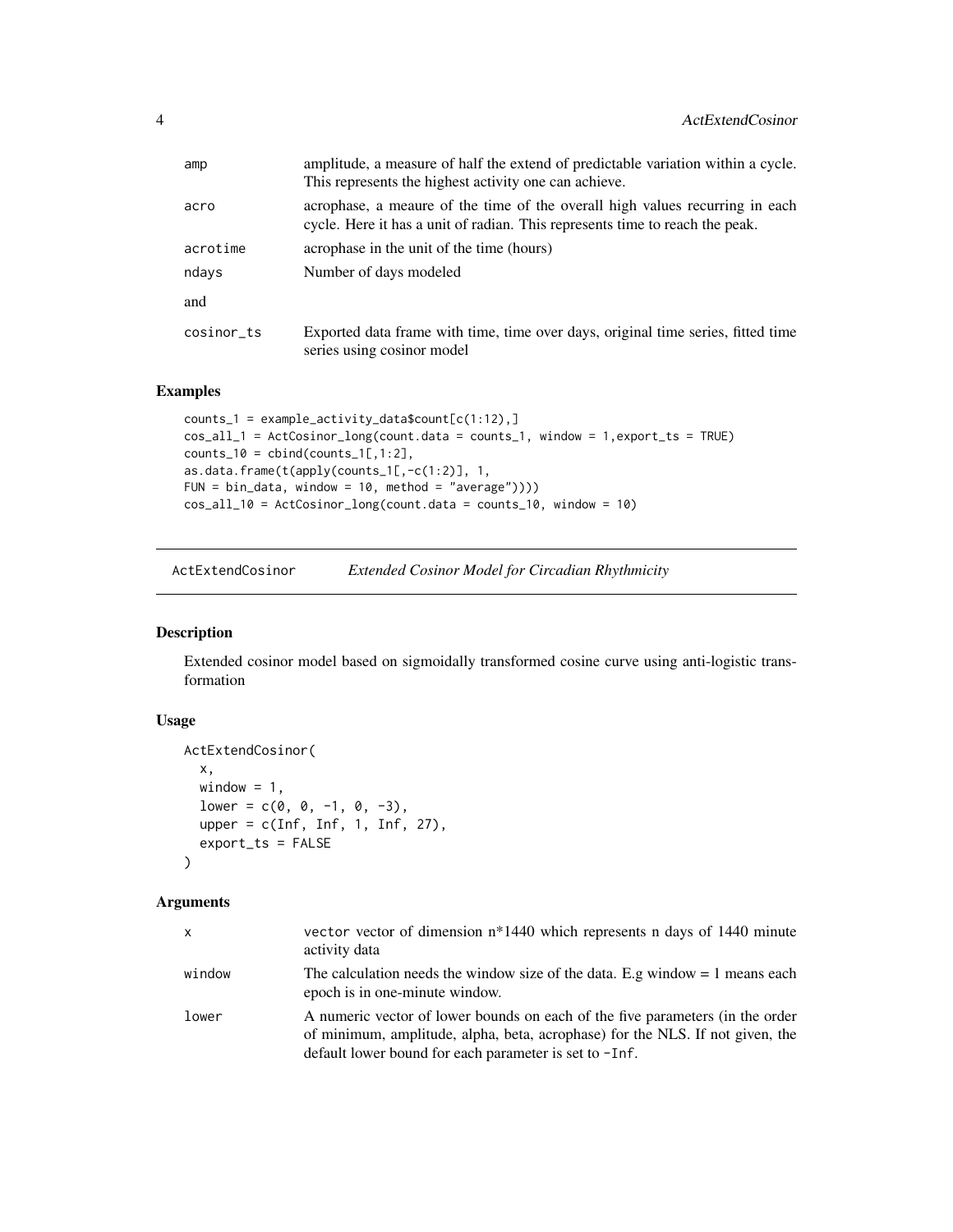| | |
|---|---|
| amp | amplitude, a measure of half the extend of predictable variation within a cycle. This represents the highest activity one can achieve. |
| acro | acrophase, a meaure of the time of the overall high values recurring in each cycle. Here it has a unit of radian. This represents time to reach the peak. |
| acrotime | acrophase in the unit of the time (hours) |
| ndays | Number of days modeled |

and

| | |
|---|---|
| cosinor_ts | Exported data frame with time, time over days, original time series, fitted time series using cosinor model |

### Examples

```
counts_1 = example_activity_data$count[c(1:12),]
cos_all_1 = ActCosinor_long(count.data = counts_1, window = 1,export_ts = TRUE)
counts_10 = cbind(counts_1[,1:2],
as.data.frame(t(apply(counts_1[,-c(1:2)], 1,
FUN = bin_data, window = 10, method = "average"))))
cos_all_10 = ActCosinor_long(count.data = counts_10, window = 10)
```

---

## ActExtendCosinor    *Extended Cosinor Model for Circadian Rhythmicity*

### Description

Extended cosinor model based on sigmoidally transformed cosine curve using anti-logistic transformation

### Usage

```
ActExtendCosinor(
  x,
  window = 1,
  lower = c(0, 0, -1, 0, -3),
  upper = c(Inf, Inf, 1, Inf, 27),
  export_ts = FALSE
)
```

### Arguments

| | |
|---|---|
| x | vector vector of dimension n*1440 which represents n days of 1440 minute activity data |
| window | The calculation needs the window size of the data. E.g window = 1 means each epoch is in one-minute window. |
| lower | A numeric vector of lower bounds on each of the five parameters (in the order of minimum, amplitude, alpha, beta, acrophase) for the NLS. If not given, the default lower bound for each parameter is set to `-Inf`. |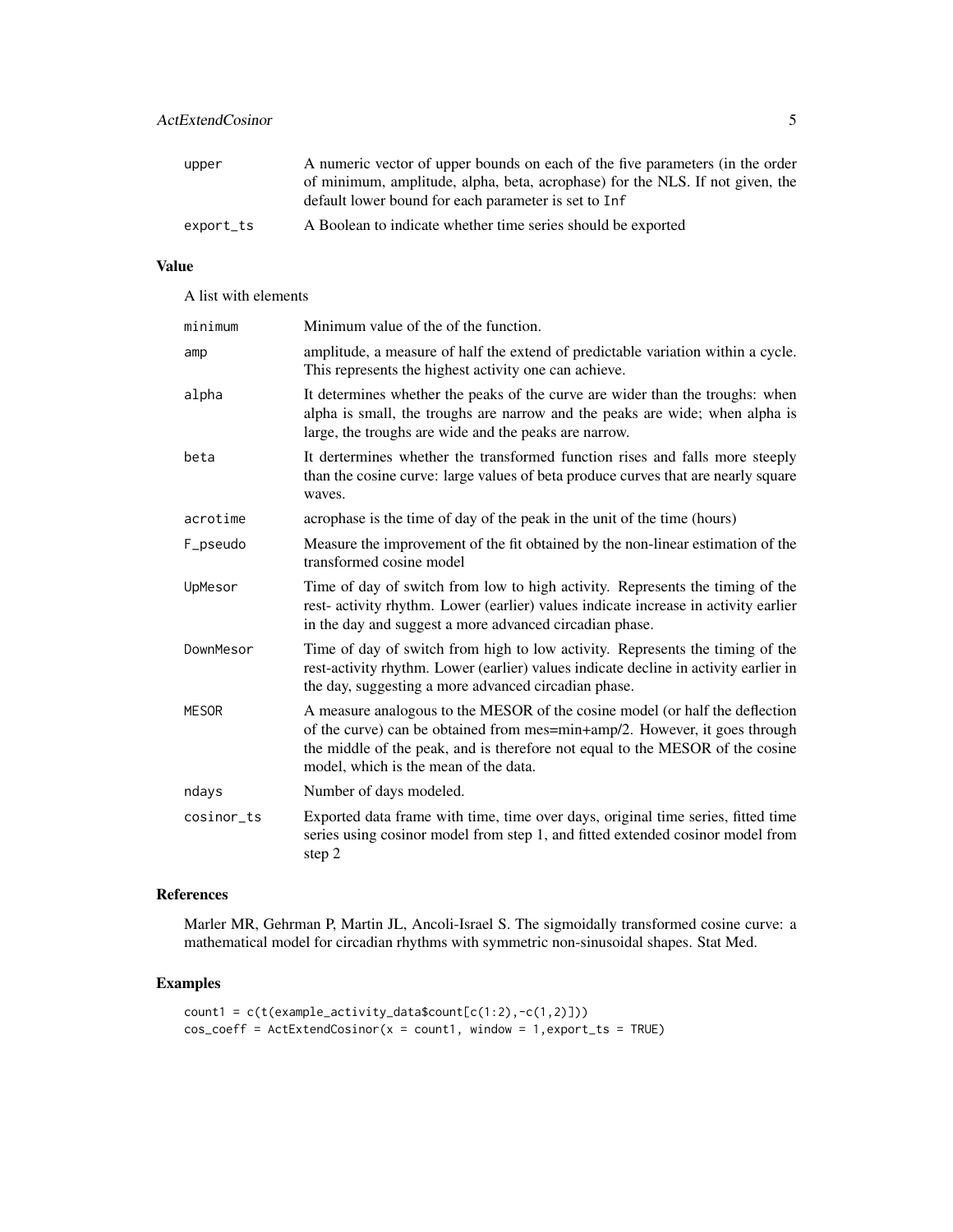| | |
|---|---|
| upper | A numeric vector of upper bounds on each of the five parameters (in the order of minimum, amplitude, alpha, beta, acrophase) for the NLS. If not given, the default lower bound for each parameter is set to Inf |
| export_ts | A Boolean to indicate whether time series should be exported |

## Value

A list with elements

| | |
|---|---|
| minimum | Minimum value of the of the function. |
| amp | amplitude, a measure of half the extend of predictable variation within a cycle. This represents the highest activity one can achieve. |
| alpha | It determines whether the peaks of the curve are wider than the troughs: when alpha is small, the troughs are narrow and the peaks are wide; when alpha is large, the troughs are wide and the peaks are narrow. |
| beta | It dertermines whether the transformed function rises and falls more steeply than the cosine curve: large values of beta produce curves that are nearly square waves. |
| acrotime | acrophase is the time of day of the peak in the unit of the time (hours) |
| F_pseudo | Measure the improvement of the fit obtained by the non-linear estimation of the transformed cosine model |
| UpMesor | Time of day of switch from low to high activity. Represents the timing of the rest- activity rhythm. Lower (earlier) values indicate increase in activity earlier in the day and suggest a more advanced circadian phase. |
| DownMesor | Time of day of switch from high to low activity. Represents the timing of the rest-activity rhythm. Lower (earlier) values indicate decline in activity earlier in the day, suggesting a more advanced circadian phase. |
| MESOR | A measure analogous to the MESOR of the cosine model (or half the deflection of the curve) can be obtained from mes=min+amp/2. However, it goes through the middle of the peak, and is therefore not equal to the MESOR of the cosine model, which is the mean of the data. |
| ndays | Number of days modeled. |
| cosinor_ts | Exported data frame with time, time over days, original time series, fitted time series using cosinor model from step 1, and fitted extended cosinor model from step 2 |

## References

Marler MR, Gehrman P, Martin JL, Ancoli-Israel S. The sigmoidally transformed cosine curve: a mathematical model for circadian rhythms with symmetric non-sinusoidal shapes. Stat Med.

## Examples

```
count1 = c(t(example_activity_data$count[c(1:2),-c(1,2)]))
cos_coeff = ActExtendCosinor(x = count1, window = 1,export_ts = TRUE)
```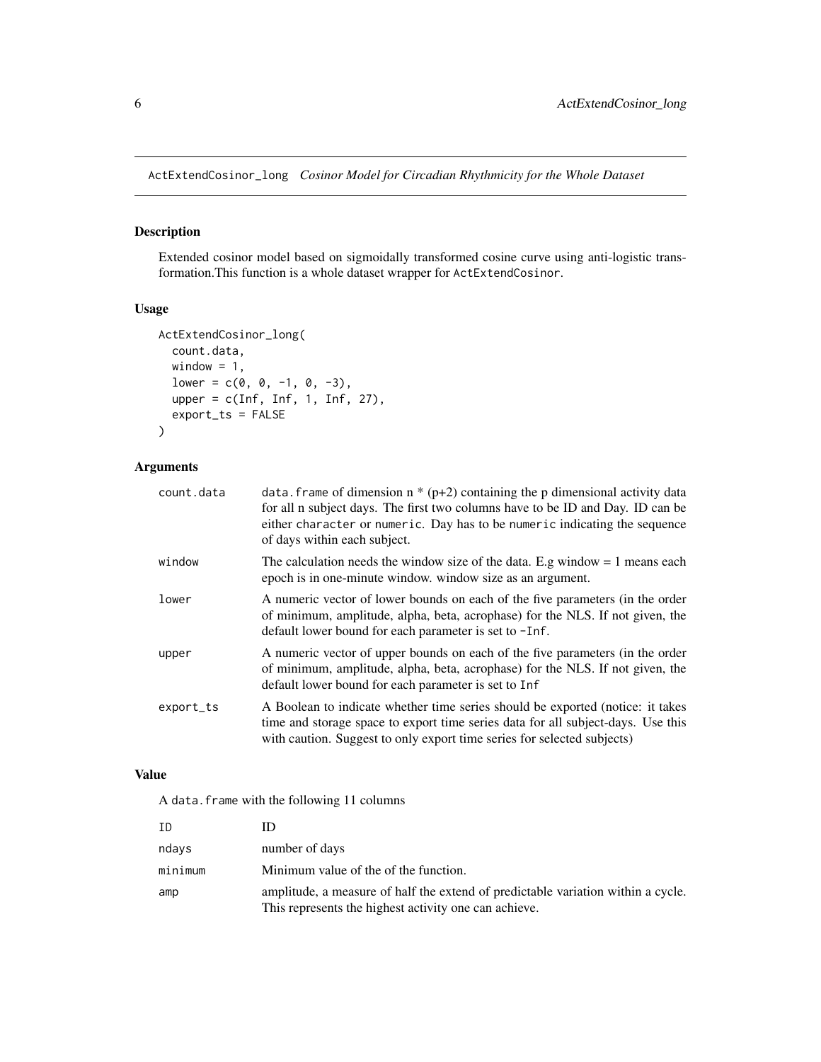## ActExtendCosinor_long *Cosinor Model for Circadian Rhythmicity for the Whole Dataset*

### Description

Extended cosinor model based on sigmoidally transformed cosine curve using anti-logistic transformation.This function is a whole dataset wrapper for `ActExtendCosinor`.

### Usage

```
ActExtendCosinor_long(
  count.data,
  window = 1,
  lower = c(0, 0, -1, 0, -3),
  upper = c(Inf, Inf, 1, Inf, 27),
  export_ts = FALSE
)
```

### Arguments

| | |
|---|---|
| `count.data` | `data.frame` of dimension n * (p+2) containing the p dimensional activity data for all n subject days. The first two columns have to be ID and Day. ID can be either `character` or `numeric`. Day has to be `numeric` indicating the sequence of days within each subject. |
| `window` | The calculation needs the window size of the data. E.g window = 1 means each epoch is in one-minute window. window size as an argument. |
| `lower` | A numeric vector of lower bounds on each of the five parameters (in the order of minimum, amplitude, alpha, beta, acrophase) for the NLS. If not given, the default lower bound for each parameter is set to `-Inf`. |
| `upper` | A numeric vector of upper bounds on each of the five parameters (in the order of minimum, amplitude, alpha, beta, acrophase) for the NLS. If not given, the default lower bound for each parameter is set to `Inf` |
| `export_ts` | A Boolean to indicate whether time series should be exported (notice: it takes time and storage space to export time series data for all subject-days. Use this with caution. Suggest to only export time series for selected subjects) |

### Value

A `data.frame` with the following 11 columns

| | |
|---|---|
| `ID` | ID |
| `ndays` | number of days |
| `minimum` | Minimum value of the of the function. |
| `amp` | amplitude, a measure of half the extend of predictable variation within a cycle. This represents the highest activity one can achieve. |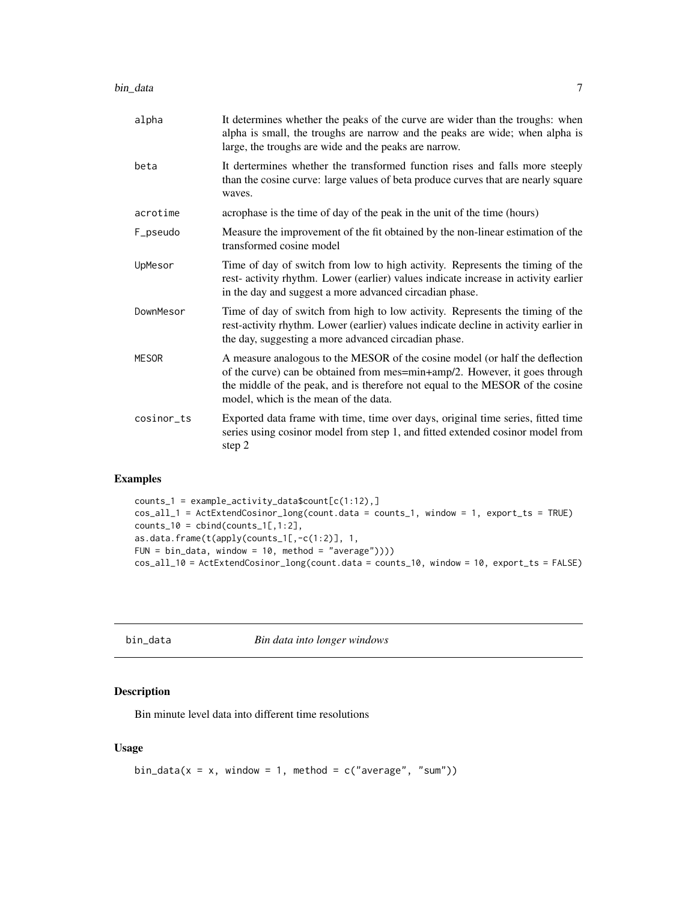| | |
|---|---|
| alpha | It determines whether the peaks of the curve are wider than the troughs: when alpha is small, the troughs are narrow and the peaks are wide; when alpha is large, the troughs are wide and the peaks are narrow. |
| beta | It dertermines whether the transformed function rises and falls more steeply than the cosine curve: large values of beta produce curves that are nearly square waves. |
| acrotime | acrophase is the time of day of the peak in the unit of the time (hours) |
| F_pseudo | Measure the improvement of the fit obtained by the non-linear estimation of the transformed cosine model |
| UpMesor | Time of day of switch from low to high activity. Represents the timing of the rest- activity rhythm. Lower (earlier) values indicate increase in activity earlier in the day and suggest a more advanced circadian phase. |
| DownMesor | Time of day of switch from high to low activity. Represents the timing of the rest-activity rhythm. Lower (earlier) values indicate decline in activity earlier in the day, suggesting a more advanced circadian phase. |
| MESOR | A measure analogous to the MESOR of the cosine model (or half the deflection of the curve) can be obtained from mes=min+amp/2. However, it goes through the middle of the peak, and is therefore not equal to the MESOR of the cosine model, which is the mean of the data. |
| cosinor_ts | Exported data frame with time, time over days, original time series, fitted time series using cosinor model from step 1, and fitted extended cosinor model from step 2 |

## Examples

```
counts_1 = example_activity_data$count[c(1:12),]
cos_all_1 = ActExtendCosinor_long(count.data = counts_1, window = 1, export_ts = TRUE)
counts_10 = cbind(counts_1[,1:2],
as.data.frame(t(apply(counts_1[,-c(1:2)], 1,
FUN = bin_data, window = 10, method = "average"))))
cos_all_10 = ActExtendCosinor_long(count.data = counts_10, window = 10, export_ts = FALSE)
```

---

# bin_data *Bin data into longer windows*

## Description

Bin minute level data into different time resolutions

## Usage

```
bin_data(x = x, window = 1, method = c("average", "sum"))
```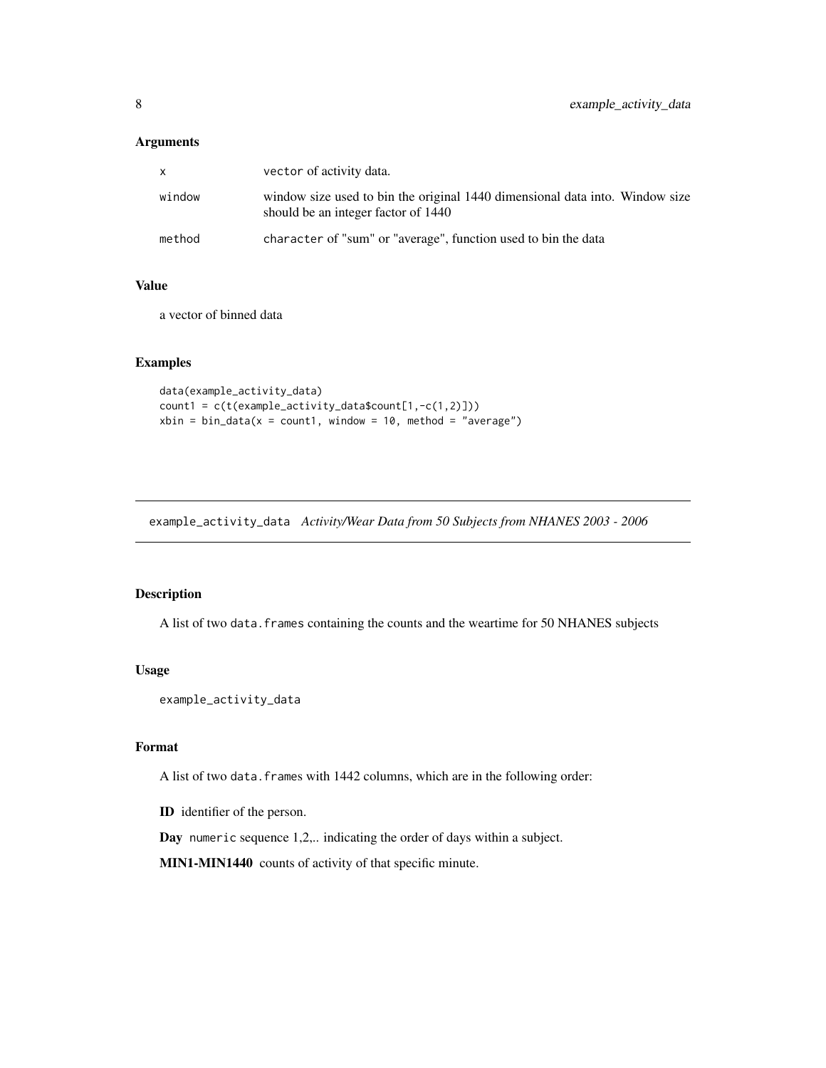### Arguments

| | |
|---|---|
| x | vector of activity data. |
| window | window size used to bin the original 1440 dimensional data into. Window size should be an integer factor of 1440 |
| method | character of "sum" or "average", function used to bin the data |

### Value

a vector of binned data

### Examples

```
data(example_activity_data)
count1 = c(t(example_activity_data$count[1,-c(1,2)]))
xbin = bin_data(x = count1, window = 10, method = "average")
```

---

## example_activity_data *Activity/Wear Data from 50 Subjects from NHANES 2003 - 2006*

---

### Description

A list of two data.frames containing the counts and the weartime for 50 NHANES subjects

### Usage

```
example_activity_data
```

### Format

A list of two data.frames with 1442 columns, which are in the following order:

**ID** identifier of the person.

**Day** numeric sequence 1,2,.. indicating the order of days within a subject.

**MIN1-MIN1440** counts of activity of that specific minute.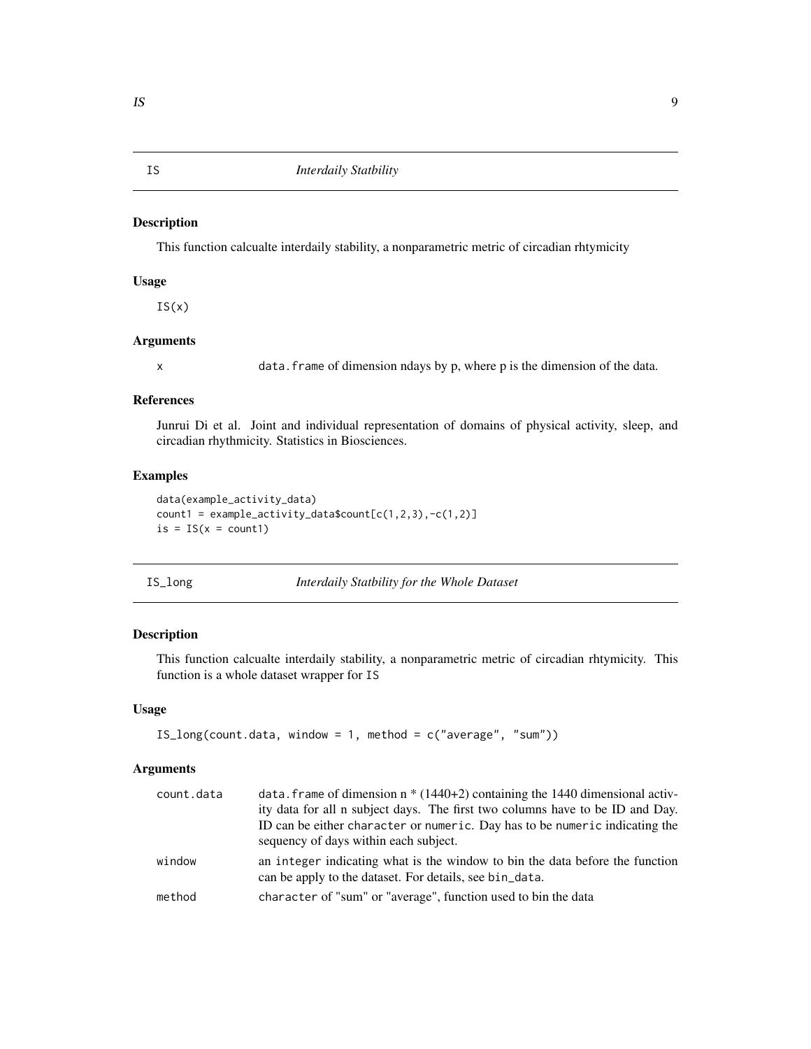# IS *Interdaily Statbility*

## Description

This function calcualte interdaily stability, a nonparametric metric of circadian rhtymicity

## Usage

```
IS(x)
```

## Arguments

| | |
|---|---|
| x | data.frame of dimension ndays by p, where p is the dimension of the data. |

## References

Junrui Di et al. Joint and individual representation of domains of physical activity, sleep, and circadian rhythmicity. Statistics in Biosciences.

## Examples

```
data(example_activity_data)
count1 = example_activity_data$count[c(1,2,3),-c(1,2)]
is = IS(x = count1)
```

# IS_long *Interdaily Statbility for the Whole Dataset*

## Description

This function calcualte interdaily stability, a nonparametric metric of circadian rhtymicity. This function is a whole dataset wrapper for IS

## Usage

```
IS_long(count.data, window = 1, method = c("average", "sum"))
```

## Arguments

| | |
|---|---|
| count.data | data.frame of dimension n * (1440+2) containing the 1440 dimensional activity data for all n subject days. The first two columns have to be ID and Day. ID can be either character or numeric. Day has to be numeric indicating the sequency of days within each subject. |
| window | an integer indicating what is the window to bin the data before the function can be apply to the dataset. For details, see bin_data. |
| method | character of "sum" or "average", function used to bin the data |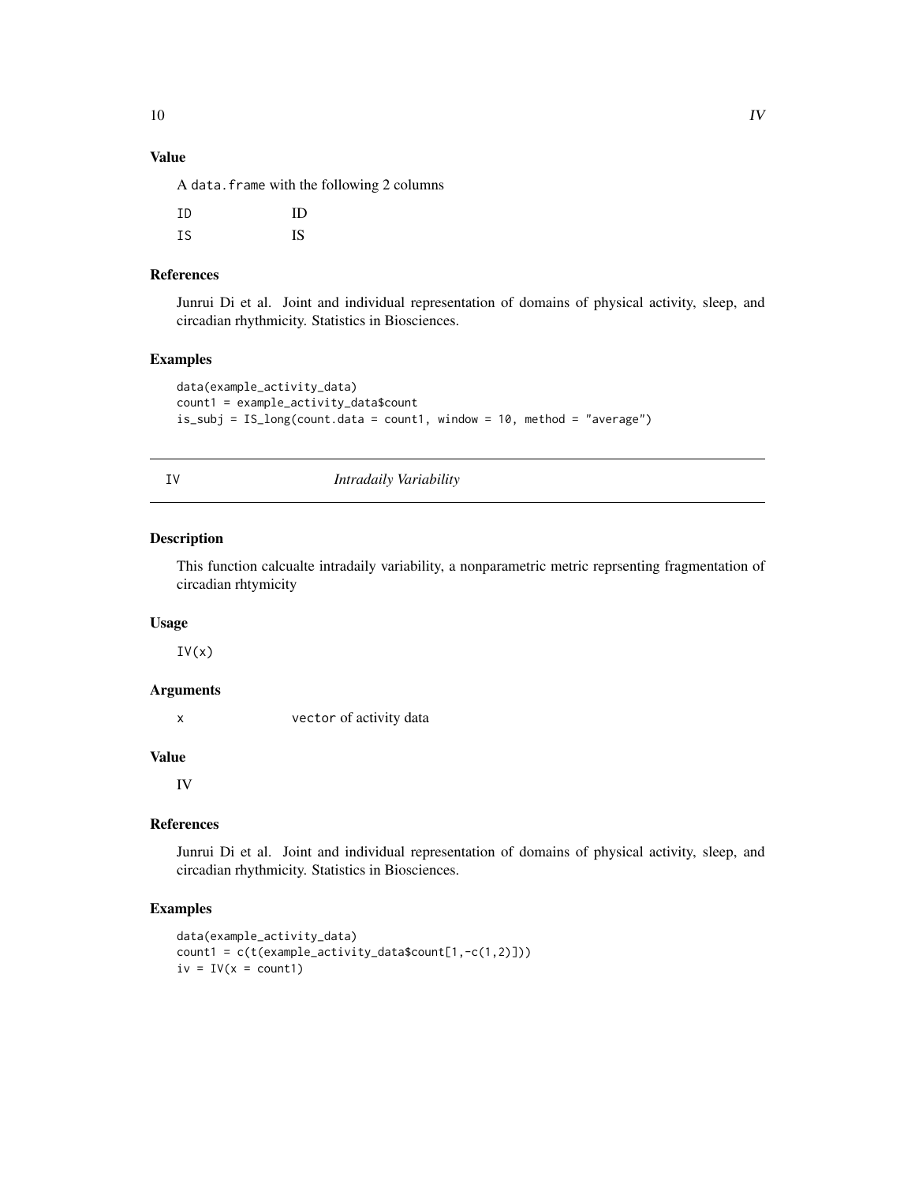### Value

A data.frame with the following 2 columns

| | |
|---|---|
| ID | ID |
| IS | IS |

### References

Junrui Di et al. Joint and individual representation of domains of physical activity, sleep, and circadian rhythmicity. Statistics in Biosciences.

### Examples

```
data(example_activity_data)
count1 = example_activity_data$count
is_subj = IS_long(count.data = count1, window = 10, method = "average")
```

---

## IV *Intradaily Variability*

### Description

This function calcualte intradaily variability, a nonparametric metric reprsenting fragmentation of circadian rhtymicity

### Usage

```
IV(x)
```

### Arguments

| | |
|---|---|
| x | vector of activity data |

### Value

IV

### References

Junrui Di et al. Joint and individual representation of domains of physical activity, sleep, and circadian rhythmicity. Statistics in Biosciences.

### Examples

```
data(example_activity_data)
count1 = c(t(example_activity_data$count[1,-c(1,2)]))
iv = IV(x = count1)
```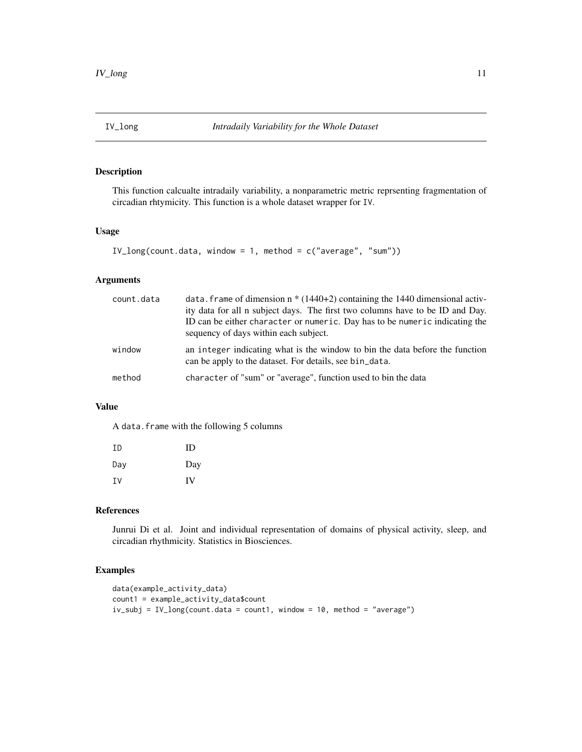# IV_long *Intradaily Variability for the Whole Dataset*

## Description

This function calcualte intradaily variability, a nonparametric metric reprsenting fragmentation of circadian rhtymicity. This function is a whole dataset wrapper for `IV`.

## Usage

```
IV_long(count.data, window = 1, method = c("average", "sum"))
```

## Arguments

| | |
|---|---|
| `count.data` | `data.frame` of dimension n * (1440+2) containing the 1440 dimensional activity data for all n subject days. The first two columns have to be ID and Day. ID can be either `character` or `numeric`. Day has to be `numeric` indicating the sequency of days within each subject. |
| `window` | an `integer` indicating what is the window to bin the data before the function can be apply to the dataset. For details, see `bin_data`. |
| `method` | `character` of "sum" or "average", function used to bin the data |

## Value

A `data.frame` with the following 5 columns

| | |
|---|---|
| `ID` | ID |
| `Day` | Day |
| `IV` | IV |

## References

Junrui Di et al. Joint and individual representation of domains of physical activity, sleep, and circadian rhythmicity. Statistics in Biosciences.

## Examples

```
data(example_activity_data)
count1 = example_activity_data$count
iv_subj = IV_long(count.data = count1, window = 10, method = "average")
```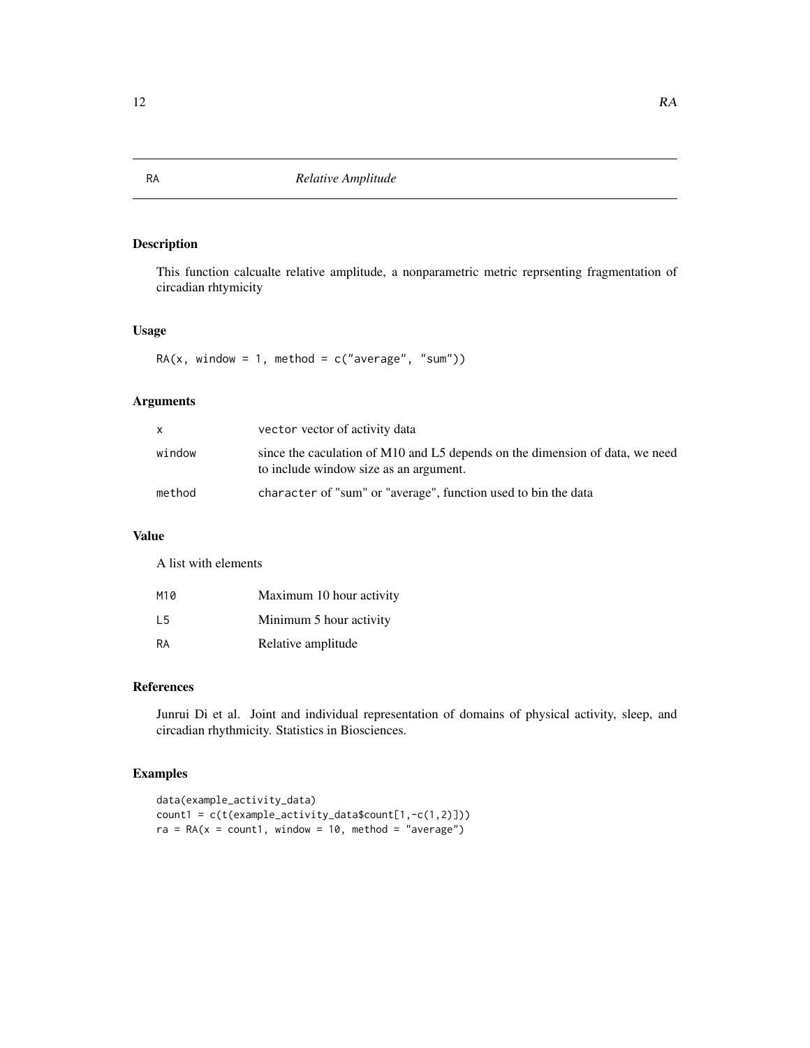# RA — *Relative Amplitude*

## Description

This function calcualte relative amplitude, a nonparametric metric reprsenting fragmentation of circadian rhtymicity

## Usage

```
RA(x, window = 1, method = c("average", "sum"))
```

## Arguments

| | |
|---|---|
| x | `vector` vector of activity data |
| window | since the caculation of M10 and L5 depends on the dimension of data, we need to include window size as an argument. |
| method | `character` of "sum" or "average", function used to bin the data |

## Value

A list with elements

| | |
|---|---|
| M10 | Maximum 10 hour activity |
| L5 | Minimum 5 hour activity |
| RA | Relative amplitude |

## References

Junrui Di et al. Joint and individual representation of domains of physical activity, sleep, and circadian rhythmicity. Statistics in Biosciences.

## Examples

```
data(example_activity_data)
count1 = c(t(example_activity_data$count[1,-c(1,2)]))
ra = RA(x = count1, window = 10, method = "average")
```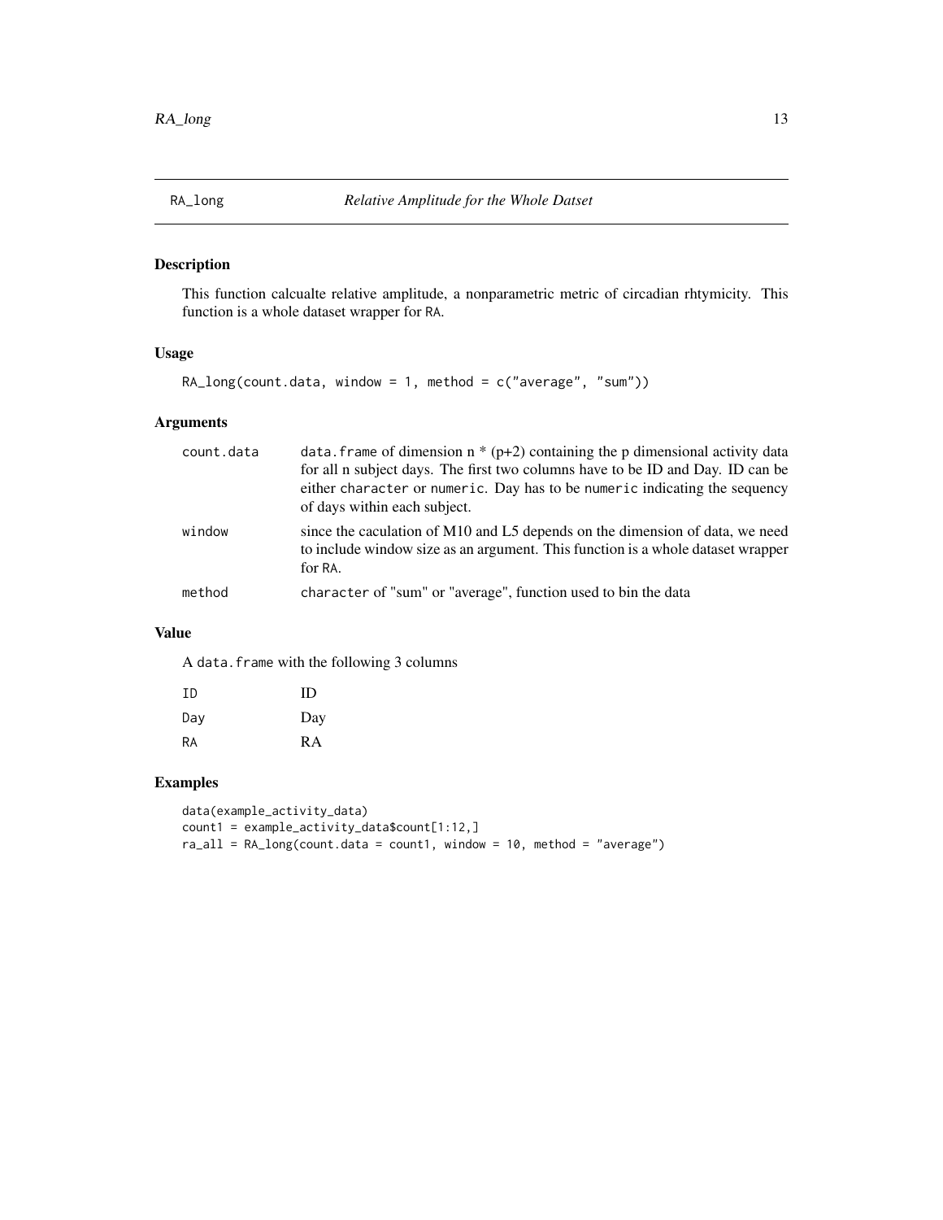# RA_long — *Relative Amplitude for the Whole Datset*

## Description

This function calcualte relative amplitude, a nonparametric metric of circadian rhtymicity. This function is a whole dataset wrapper for RA.

## Usage

```
RA_long(count.data, window = 1, method = c("average", "sum"))
```

## Arguments

| | |
|---|---|
| count.data | data.frame of dimension n * (p+2) containing the p dimensional activity data for all n subject days. The first two columns have to be ID and Day. ID can be either character or numeric. Day has to be numeric indicating the sequency of days within each subject. |
| window | since the caculation of M10 and L5 depends on the dimension of data, we need to include window size as an argument. This function is a whole dataset wrapper for RA. |
| method | character of "sum" or "average", function used to bin the data |

## Value

A data.frame with the following 3 columns

| | |
|---|---|
| ID | ID |
| Day | Day |
| RA | RA |

## Examples

```
data(example_activity_data)
count1 = example_activity_data$count[1:12,]
ra_all = RA_long(count.data = count1, window = 10, method = "average")
```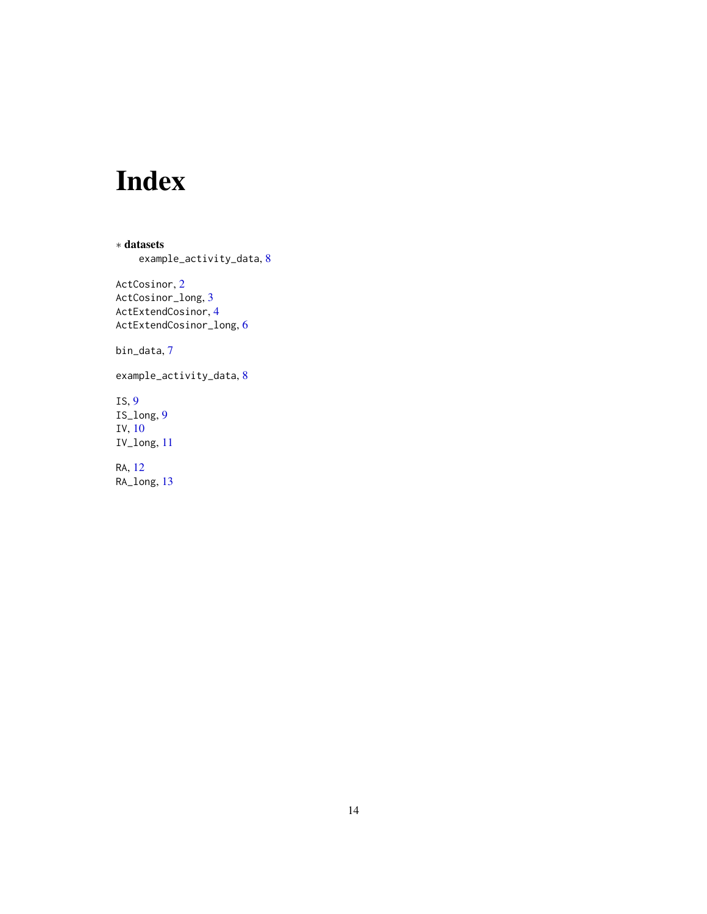# Index

∗ **datasets**
    example_activity_data, 8

ActCosinor, 2
ActCosinor_long, 3
ActExtendCosinor, 4
ActExtendCosinor_long, 6

bin_data, 7

example_activity_data, 8

IS, 9
IS_long, 9
IV, 10
IV_long, 11

RA, 12
RA_long, 13